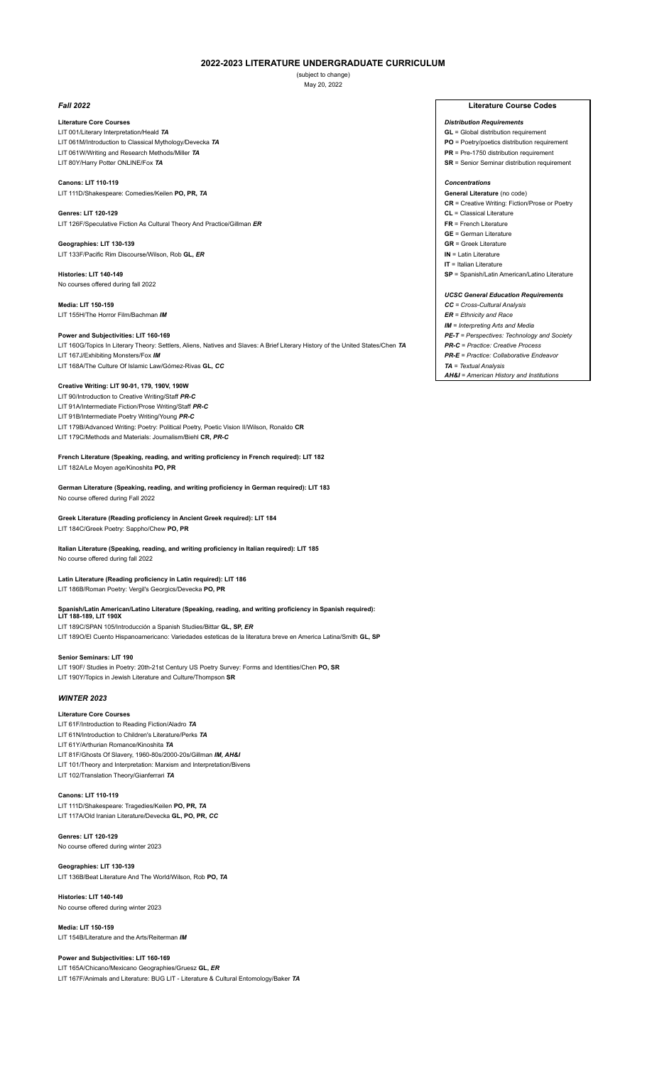# 2022-2023 LITERATURE UNDERGRADUATE CURRICULUM

(subject to change)
May 20, 2022

## *Fall 2022*

**Literature Core Courses**
LIT 001/Literary Interpretation/Heald ***TA***
LIT 061M/Introduction to Classical Mythology/Devecka ***TA***
LIT 061W/Writing and Research Methods/Miller ***TA***
LIT 80Y/Harry Potter ONLINE/Fox ***TA***

**Canons: LIT 110-119**
LIT 111D/Shakespeare: Comedies/Keilen **PO, PR,** ***TA***

**Genres: LIT 120-129**
LIT 126F/Speculative Fiction As Cultural Theory And Practice/Gillman ***ER***

**Geographies: LIT 130-139**
LIT 133F/Pacific Rim Discourse/Wilson, Rob **GL,** ***ER***

**Histories: LIT 140-149**
No courses offered during fall 2022

**Media: LIT 150-159**
LIT 155H/The Horror Film/Bachman ***IM***

**Power and Subjectivities: LIT 160-169**
LIT 160G/Topics In Literary Theory: Settlers, Aliens, Natives and Slaves: A Brief Literary History of the United States/Chen ***TA***
LIT 167J/Exhibiting Monsters/Fox ***IM***
LIT 168A/The Culture Of Islamic Law/Gómez-Rivas **GL,** ***CC***

**Creative Writing: LIT 90-91, 179, 190V, 190W**
LIT 90/Introduction to Creative Writing/Staff ***PR-C***
LIT 91A/Intermediate Fiction/Prose Writing/Staff ***PR-C***
LIT 91B/Intermediate Poetry Writing/Young ***PR-C***
LIT 179B/Advanced Writing: Poetry: Political Poetry, Poetic Vision II/Wilson, Ronaldo **CR**
LIT 179C/Methods and Materials: Journalism/Biehl **CR,** ***PR-C***

**French Literature (Speaking, reading, and writing proficiency in French required): LIT 182**
LIT 182A/Le Moyen age/Kinoshita **PO, PR**

**German Literature (Speaking, reading, and writing proficiency in German required): LIT 183**
No course offered during Fall 2022

**Greek Literature (Reading proficiency in Ancient Greek required): LIT 184**
LIT 184C/Greek Poetry: Sappho/Chew **PO, PR**

**Italian Literature (Speaking, reading, and writing proficiency in Italian required): LIT 185**
No course offered during fall 2022

**Latin Literature (Reading proficiency in Latin required): LIT 186**
LIT 186B/Roman Poetry: Vergil's Georgics/Devecka **PO, PR**

**Spanish/Latin American/Latino Literature (Speaking, reading, and writing proficiency in Spanish required): LIT 188-189, LIT 190X**
LIT 189C/SPAN 105/Introducción a Spanish Studies/Bittar **GL, SP,** ***ER***
LIT 189O/El Cuento Hispanoamericano: Variedades esteticas de la literatura breve en America Latina/Smith **GL, SP**

**Senior Seminars: LIT 190**
LIT 190F/ Studies in Poetry: 20th-21st US Poetry Survey: Forms and Identities/Chen **PO, SR**
LIT 190Y/Topics in Jewish Literature and Culture/Thompson **SR**

## *WINTER 2023*

**Literature Core Courses**
LIT 61F/Introduction to Reading Fiction/Aladro ***TA***
LIT 61N/Introduction to Children's Literature/Perks ***TA***
LIT 61Y/Arthurian Romance/Kinoshita ***TA***
LIT 81F/Ghosts Of Slavery, 1960-80s/2000-20s/Gillman ***IM, AH&I***
LIT 101/Theory and Interpretation: Marxism and Interpretation/Bivens
LIT 102/Translation Theory/Gianferrari ***TA***

**Canons: LIT 110-119**
LIT 111D/Shakespeare: Tragedies/Keilen **PO, PR,** ***TA***
LIT 117A/Old Iranian Literature/Devecka **GL, PO, PR,** ***CC***

**Genres: LIT 120-129**
No course offered during winter 2023

**Geographies: LIT 130-139**
LIT 136B/Beat Literature And The World/Wilson, Rob **PO,** ***TA***

**Histories: LIT 140-149**
No course offered during winter 2023

**Media: LIT 150-159**
LIT 154B/Literature and the Arts/Reiterman ***IM***

**Power and Subjectivities: LIT 160-169**
LIT 165A/Chicano/Mexicano Geographies/Gruesz **GL,** ***ER***
LIT 167F/Animals and Literature: BUG LIT - Literature & Cultural Entomology/Baker ***TA***

---

### Literature Course Codes

***Distribution Requirements***
**GL** = Global distribution requirement
**PO** = Poetry/poetics distribution requirement
**PR** = Pre-1750 distribution requirement
**SR** = Senior Seminar distribution requirement

***Concentrations***
**General Literature** (no code)
**CR** = Creative Writing: Fiction/Prose or Poetry
**CL** = Classical Literature
**FR** = French Literature
**GE** = German Literature
**GR** = Greek Literature
**IN** = Latin Literature
**IT** = Italian Literature
**SP** = Spanish/Latin American/Latino Literature

***UCSC General Education Requirements***
***CC*** = *Cross-Cultural Analysis*
***ER*** = *Ethnicity and Race*
***IM*** = *Interpreting Arts and Media*
***PE-T*** = *Perspectives: Technology and Society*
***PR-C*** = *Practice: Creative Process*
***PR-E*** = *Practice: Collaborative Endeavor*
***TA*** = *Textual Analysis*
***AH&I*** = *American History and Institutions*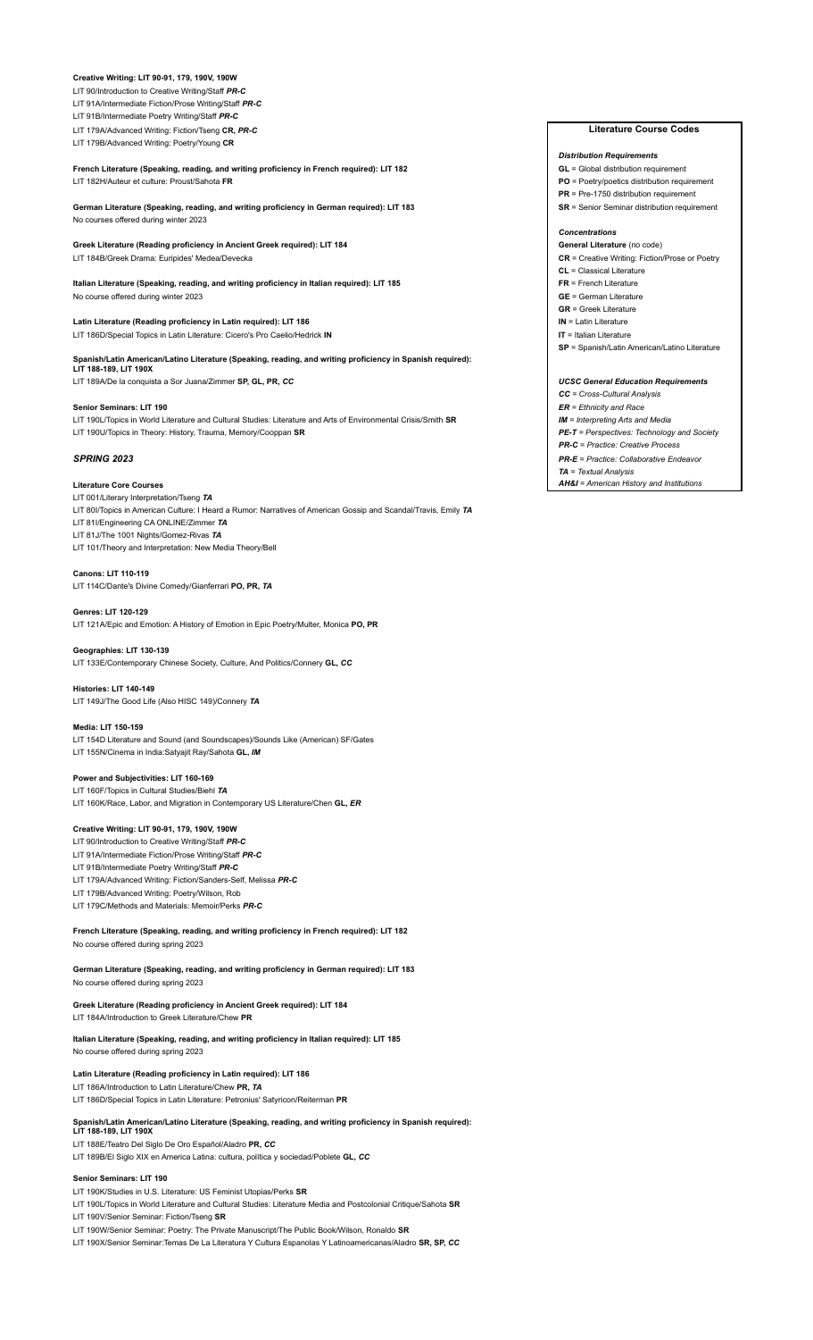**Creative Writing: LIT 90-91, 179, 190V, 190W**

LIT 90/Introduction to Creative Writing/Staff ***PR-C***
LIT 91A/Intermediate Fiction/Prose Writing/Staff ***PR-C***
LIT 91B/Intermediate Poetry Writing/Staff ***PR-C***
LIT 179A/Advanced Writing: Fiction/Tseng **CR,** ***PR-C***
LIT 179B/Advanced Writing: Poetry/Young **CR**

**French Literature (Speaking, reading, and writing proficiency in French required): LIT 182**

LIT 182H/Auteur et culture: Proust/Sahota **FR**

**German Literature (Speaking, reading, and writing proficiency in German required): LIT 183**

No courses offered during winter 2023

**Greek Literature (Reading proficiency in Ancient Greek required): LIT 184**

LIT 184B/Greek Drama: Euripides' Medea/Devecka

**Italian Literature (Speaking, reading, and writing proficiency in Italian required): LIT 185**

No course offered during winter 2023

**Latin Literature (Reading proficiency in Latin required): LIT 186**

LIT 186D/Special Topics in Latin Literature: Cicero's Pro Caelio/Hedrick **IN**

**Spanish/Latin American/Latino Literature (Speaking, reading, and writing proficiency in Spanish required): LIT 188-189, LIT 190X**

LIT 189A/De la conquista a Sor Juana/Zimmer **SP, GL, PR,** ***CC***

**Senior Seminars: LIT 190**

LIT 190L/Topics in World Literature and Cultural Studies: Literature and Arts of Environmental Crisis/Smith **SR**
LIT 190U/Topics in Theory: History, Trauma, Memory/Cooppan **SR**

## *SPRING 2023*

**Literature Core Courses**

LIT 001/Literary Interpretation/Tseng ***TA***
LIT 80I/Topics in American Culture: I Heard a Rumor: Narratives of American Gossip and Scandal/Travis, Emily ***TA***
LIT 81I/Engineering CA ONLINE/Zimmer ***TA***
LIT 81J/The 1001 Nights/Gomez-Rivas ***TA***
LIT 101/Theory and Interpretation: New Media Theory/Bell

**Canons: LIT 110-119**

LIT 114C/Dante's Divine Comedy/Gianferrari **PO, PR,** ***TA***

**Genres: LIT 120-129**

LIT 121A/Epic and Emotion: A History of Emotion in Epic Poetry/Multer, Monica **PO, PR**

**Geographies: LIT 130-139**

LIT 133E/Contemporary Chinese Society, Culture, And Politics/Connery **GL,** ***CC***

**Histories: LIT 140-149**

LIT 149J/The Good Life (Also HISC 149)/Connery ***TA***

**Media: LIT 150-159**

LIT 154D Literature and Sound (and Soundscapes)/Sounds Like (American) SF/Gates
LIT 155N/Cinema in India:Satyajit Ray/Sahota **GL,** ***IM***

**Power and Subjectivities: LIT 160-169**

LIT 160F/Topics in Cultural Studies/Biehl ***TA***
LIT 160K/Race, Labor, and Migration in Contemporary US Literature/Chen **GL,** ***ER***

**Creative Writing: LIT 90-91, 179, 190V, 190W**

LIT 90/Introduction to Creative Writing/Staff ***PR-C***
LIT 91A/Intermediate Fiction/Prose Writing/Staff ***PR-C***
LIT 91B/Intermediate Poetry Writing/Staff ***PR-C***
LIT 179A/Advanced Writing: Fiction/Sanders-Self, Melissa ***PR-C***
LIT 179B/Advanced Writing: Poetry/Wilson, Rob
LIT 179C/Methods and Materials: Memoir/Perks ***PR-C***

**French Literature (Speaking, reading, and writing proficiency in French required): LIT 182**

No course offered during spring 2023

**German Literature (Speaking, reading, and writing proficiency in German required): LIT 183**

No course offered during spring 2023

**Greek Literature (Reading proficiency in Ancient Greek required): LIT 184**

LIT 184A/Introduction to Greek Literature/Chew **PR**

**Italian Literature (Speaking, reading, and writing proficiency in Italian required): LIT 185**

No course offered during spring 2023

**Latin Literature (Reading proficiency in Latin required): LIT 186**

LIT 186A/Introduction to Latin Literature/Chew **PR,** ***TA***
LIT 186D/Special Topics in Latin Literature: Petronius' Satyricon/Reiterman **PR**

**Spanish/Latin American/Latino Literature (Speaking, reading, and writing proficiency in Spanish required): LIT 188-189, LIT 190X**

LIT 188E/Teatro Del Siglo De Oro Español/Aladro **PR,** ***CC***
LIT 189B/El Siglo XIX en America Latina: cultura, política y sociedad/Poblete **GL,** ***CC***

**Senior Seminars: LIT 190**

LIT 190K/Studies in U.S. Literature: US Feminist Utopias/Perks **SR**
LIT 190L/Topics in World Literature and Cultural Studies: Literature Media and Postcolonial Critique/Sahota **SR**
LIT 190V/Senior Seminar: Fiction/Tseng **SR**
LIT 190W/Senior Seminar: Poetry: The Private Manuscript/The Public Book/Wilson, Ronaldo **SR**
LIT 190X/Senior Seminar:Temas De La Literatura Y Cultura Espanolas Y Latinoamericanas/Aladro **SR, SP,** ***CC***

## Literature Course Codes

***Distribution Requirements***

**GL** = Global distribution requirement
**PO** = Poetry/poetics distribution requirement
**PR** = Pre-1750 distribution requirement
**SR** = Senior Seminar distribution requirement

***Concentrations***

**General Literature** (no code)
**CR** = Creative Writing: Fiction/Prose or Poetry
**CL** = Classical Literature
**FR** = French Literature
**GE** = German Literature
**GR** = Greek Literature
**IN** = Latin Literature
**IT** = Italian Literature
**SP** = Spanish/Latin American/Latino Literature

***UCSC General Education Requirements***

***CC*** = *Cross-Cultural Analysis*
***ER*** = *Ethnicity and Race*
***IM*** = *Interpreting Arts and Media*
***PE-T*** = *Perspectives: Technology and Society*
***PR-C*** = *Practice: Creative Process*
***PR-E*** = *Practice: Collaborative Endeavor*
***TA*** = *Textual Analysis*
***AH&I*** = *American History and Institutions*